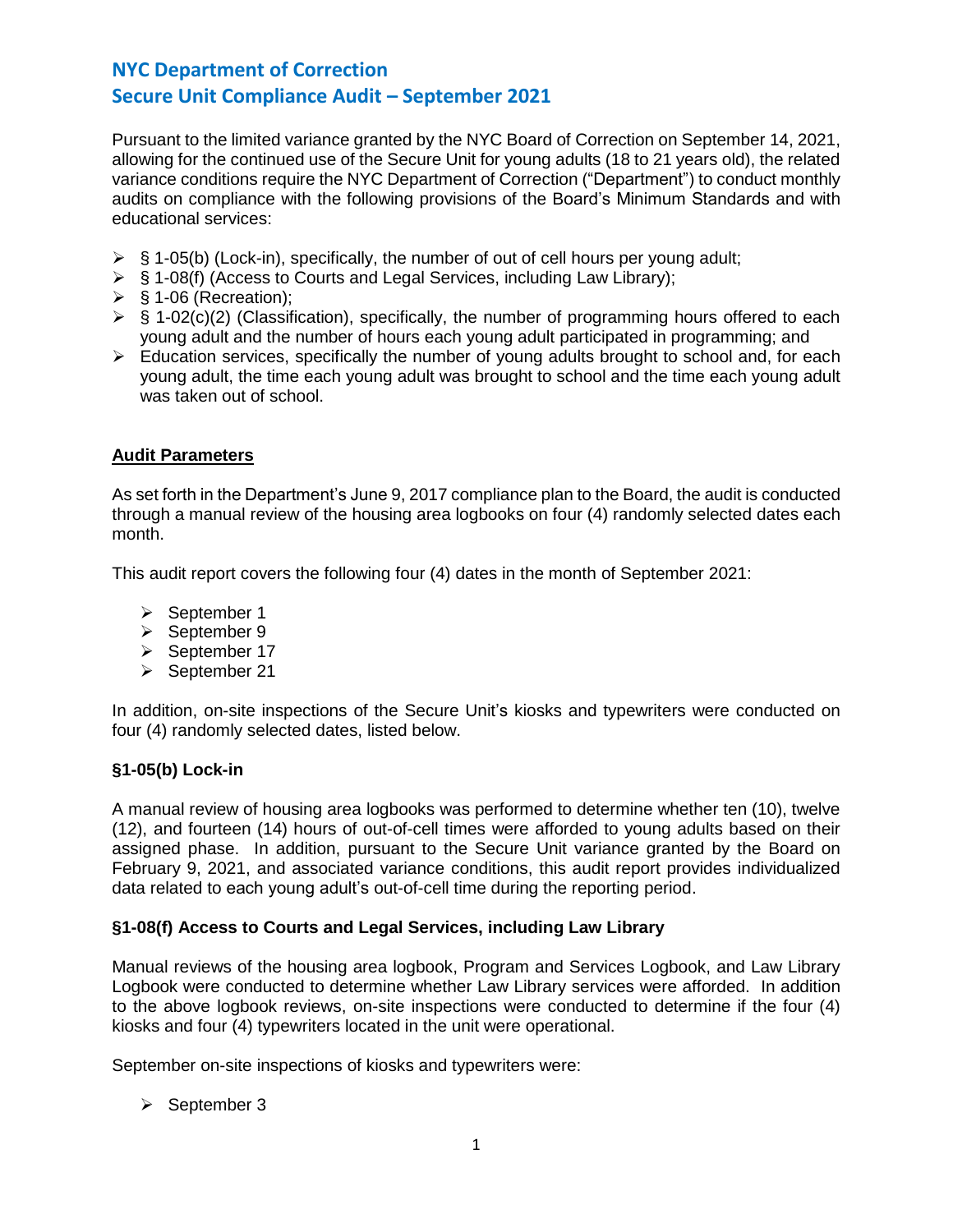# NYC Department of Correction
# Secure Unit Compliance Audit – September 2021

Pursuant to the limited variance granted by the NYC Board of Correction on September 14, 2021, allowing for the continued use of the Secure Unit for young adults (18 to 21 years old), the related variance conditions require the NYC Department of Correction ("Department") to conduct monthly audits on compliance with the following provisions of the Board's Minimum Standards and with educational services:

- § 1-05(b) (Lock-in), specifically, the number of out of cell hours per young adult;
- § 1-08(f) (Access to Courts and Legal Services, including Law Library);
- § 1-06 (Recreation);
- § 1-02(c)(2) (Classification), specifically, the number of programming hours offered to each young adult and the number of hours each young adult participated in programming; and
- Education services, specifically the number of young adults brought to school and, for each young adult, the time each young adult was brought to school and the time each young adult was taken out of school.

## Audit Parameters

As set forth in the Department's June 9, 2017 compliance plan to the Board, the audit is conducted through a manual review of the housing area logbooks on four (4) randomly selected dates each month.

This audit report covers the following four (4) dates in the month of September 2021:

- September 1
- September 9
- September 17
- September 21

In addition, on-site inspections of the Secure Unit's kiosks and typewriters were conducted on four (4) randomly selected dates, listed below.

### §1-05(b) Lock-in

A manual review of housing area logbooks was performed to determine whether ten (10), twelve (12), and fourteen (14) hours of out-of-cell times were afforded to young adults based on their assigned phase. In addition, pursuant to the Secure Unit variance granted by the Board on February 9, 2021, and associated variance conditions, this audit report provides individualized data related to each young adult's out-of-cell time during the reporting period.

### §1-08(f) Access to Courts and Legal Services, including Law Library

Manual reviews of the housing area logbook, Program and Services Logbook, and Law Library Logbook were conducted to determine whether Law Library services were afforded. In addition to the above logbook reviews, on-site inspections were conducted to determine if the four (4) kiosks and four (4) typewriters located in the unit were operational.

September on-site inspections of kiosks and typewriters were:

- September 3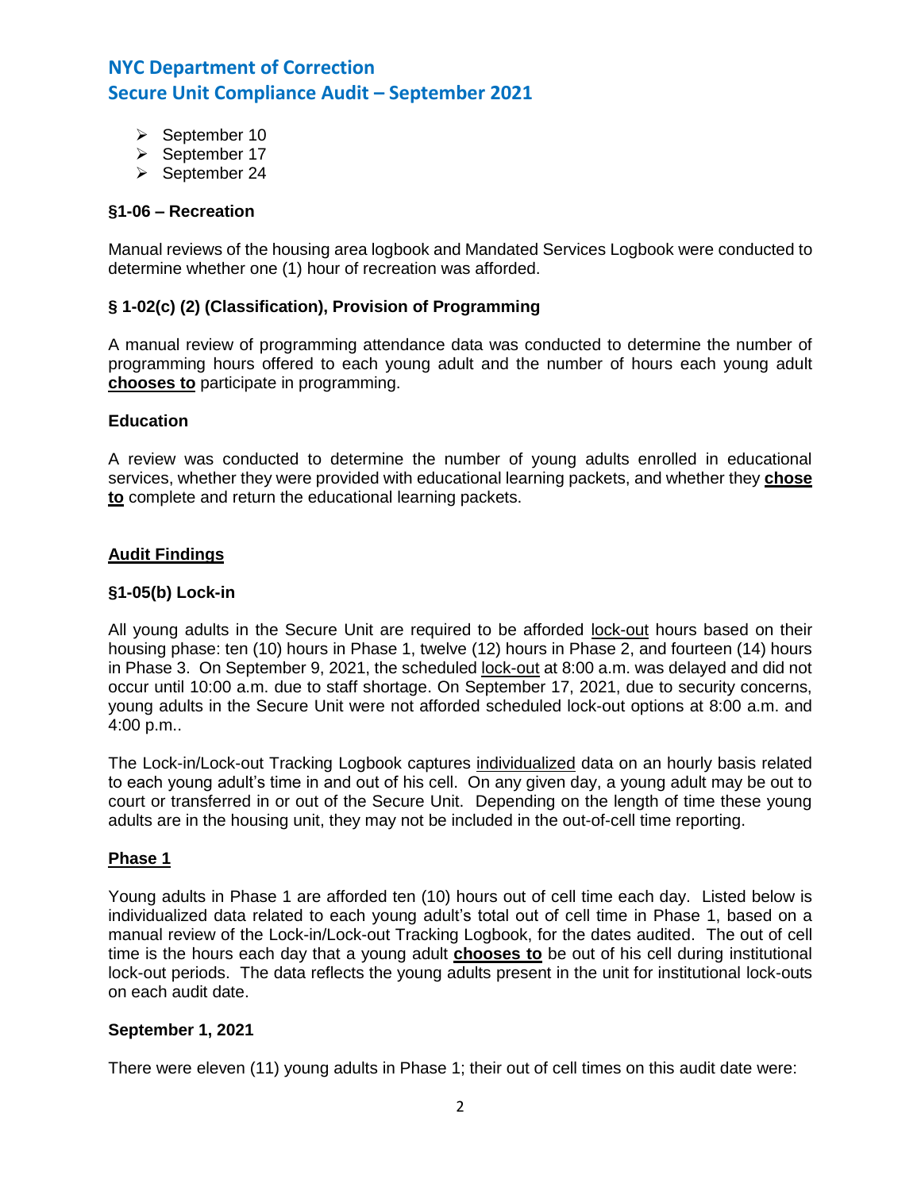- September 10
- September 17
- September 24

**§1-06 – Recreation**

Manual reviews of the housing area logbook and Mandated Services Logbook were conducted to determine whether one (1) hour of recreation was afforded.

**§ 1-02(c) (2) (Classification), Provision of Programming**

A manual review of programming attendance data was conducted to determine the number of programming hours offered to each young adult and the number of hours each young adult **chooses to** participate in programming.

**Education**

A review was conducted to determine the number of young adults enrolled in educational services, whether they were provided with educational learning packets, and whether they **chose to** complete and return the educational learning packets.

## Audit Findings

**§1-05(b) Lock-in**

All young adults in the Secure Unit are required to be afforded lock-out hours based on their housing phase: ten (10) hours in Phase 1, twelve (12) hours in Phase 2, and fourteen (14) hours in Phase 3. On September 9, 2021, the scheduled lock-out at 8:00 a.m. was delayed and did not occur until 10:00 a.m. due to staff shortage. On September 17, 2021, due to security concerns, young adults in the Secure Unit were not afforded scheduled lock-out options at 8:00 a.m. and 4:00 p.m..

The Lock-in/Lock-out Tracking Logbook captures individualized data on an hourly basis related to each young adult's time in and out of his cell. On any given day, a young adult may be out to court or transferred in or out of the Secure Unit. Depending on the length of time these young adults are in the housing unit, they may not be included in the out-of-cell time reporting.

**Phase 1**

Young adults in Phase 1 are afforded ten (10) hours out of cell time each day. Listed below is individualized data related to each young adult's total out of cell time in Phase 1, based on a manual review of the Lock-in/Lock-out Tracking Logbook, for the dates audited. The out of cell time is the hours each day that a young adult **chooses to** be out of his cell during institutional lock-out periods. The data reflects the young adults present in the unit for institutional lock-outs on each audit date.

**September 1, 2021**

There were eleven (11) young adults in Phase 1; their out of cell times on this audit date were: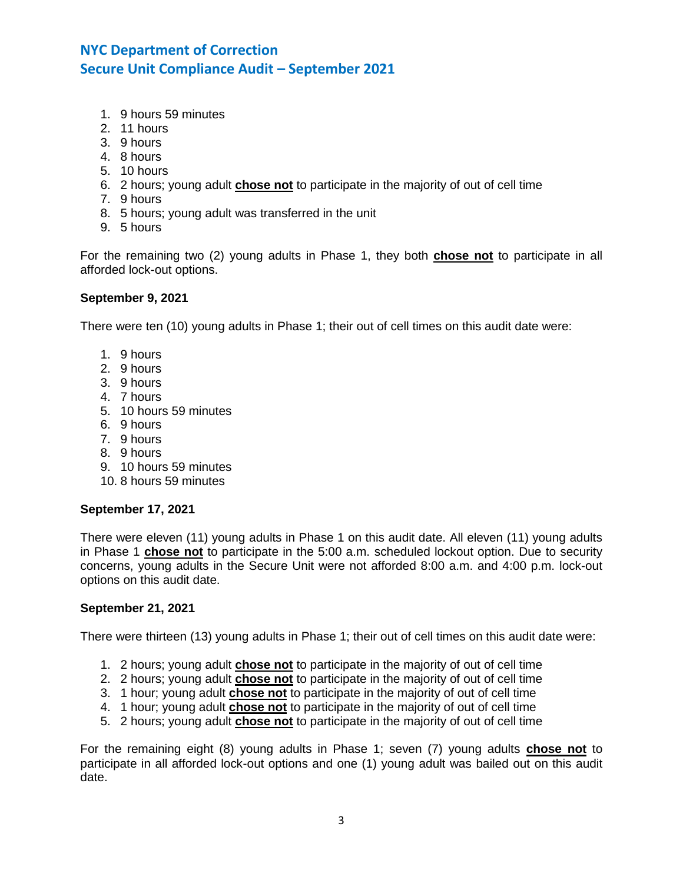1. 9 hours 59 minutes
2. 11 hours
3. 9 hours
4. 8 hours
5. 10 hours
6. 2 hours; young adult **chose not** to participate in the majority of out of cell time
7. 9 hours
8. 5 hours; young adult was transferred in the unit
9. 5 hours

For the remaining two (2) young adults in Phase 1, they both **chose not** to participate in all afforded lock-out options.

**September 9, 2021**

There were ten (10) young adults in Phase 1; their out of cell times on this audit date were:

1. 9 hours
2. 9 hours
3. 9 hours
4. 7 hours
5. 10 hours 59 minutes
6. 9 hours
7. 9 hours
8. 9 hours
9. 10 hours 59 minutes
10. 8 hours 59 minutes

**September 17, 2021**

There were eleven (11) young adults in Phase 1 on this audit date. All eleven (11) young adults in Phase 1 **chose not** to participate in the 5:00 a.m. scheduled lockout option. Due to security concerns, young adults in the Secure Unit were not afforded 8:00 a.m. and 4:00 p.m. lock-out options on this audit date.

**September 21, 2021**

There were thirteen (13) young adults in Phase 1; their out of cell times on this audit date were:

1. 2 hours; young adult **chose not** to participate in the majority of out of cell time
2. 2 hours; young adult **chose not** to participate in the majority of out of cell time
3. 1 hour; young adult **chose not** to participate in the majority of out of cell time
4. 1 hour; young adult **chose not** to participate in the majority of out of cell time
5. 2 hours; young adult **chose not** to participate in the majority of out of cell time

For the remaining eight (8) young adults in Phase 1; seven (7) young adults **chose not** to participate in all afforded lock-out options and one (1) young adult was bailed out on this audit date.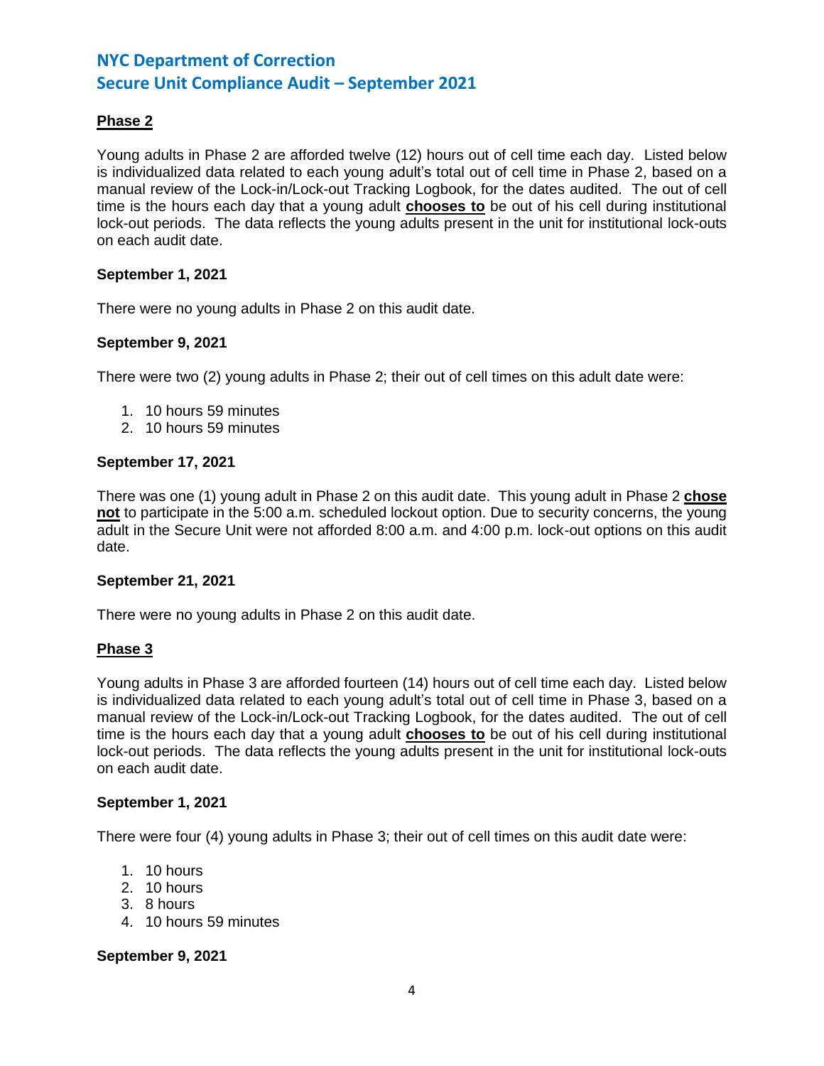## Phase 2

Young adults in Phase 2 are afforded twelve (12) hours out of cell time each day. Listed below is individualized data related to each young adult's total out of cell time in Phase 2, based on a manual review of the Lock-in/Lock-out Tracking Logbook, for the dates audited. The out of cell time is the hours each day that a young adult **chooses to** be out of his cell during institutional lock-out periods. The data reflects the young adults present in the unit for institutional lock-outs on each audit date.

### September 1, 2021

There were no young adults in Phase 2 on this audit date.

### September 9, 2021

There were two (2) young adults in Phase 2; their out of cell times on this adult date were:

1. 10 hours 59 minutes
2. 10 hours 59 minutes

### September 17, 2021

There was one (1) young adult in Phase 2 on this audit date. This young adult in Phase 2 **chose not** to participate in the 5:00 a.m. scheduled lockout option. Due to security concerns, the young adult in the Secure Unit were not afforded 8:00 a.m. and 4:00 p.m. lock-out options on this audit date.

### September 21, 2021

There were no young adults in Phase 2 on this audit date.

## Phase 3

Young adults in Phase 3 are afforded fourteen (14) hours out of cell time each day. Listed below is individualized data related to each young adult's total out of cell time in Phase 3, based on a manual review of the Lock-in/Lock-out Tracking Logbook, for the dates audited. The out of cell time is the hours each day that a young adult **chooses to** be out of his cell during institutional lock-out periods. The data reflects the young adults present in the unit for institutional lock-outs on each audit date.

### September 1, 2021

There were four (4) young adults in Phase 3; their out of cell times on this audit date were:

1. 10 hours
2. 10 hours
3. 8 hours
4. 10 hours 59 minutes

### September 9, 2021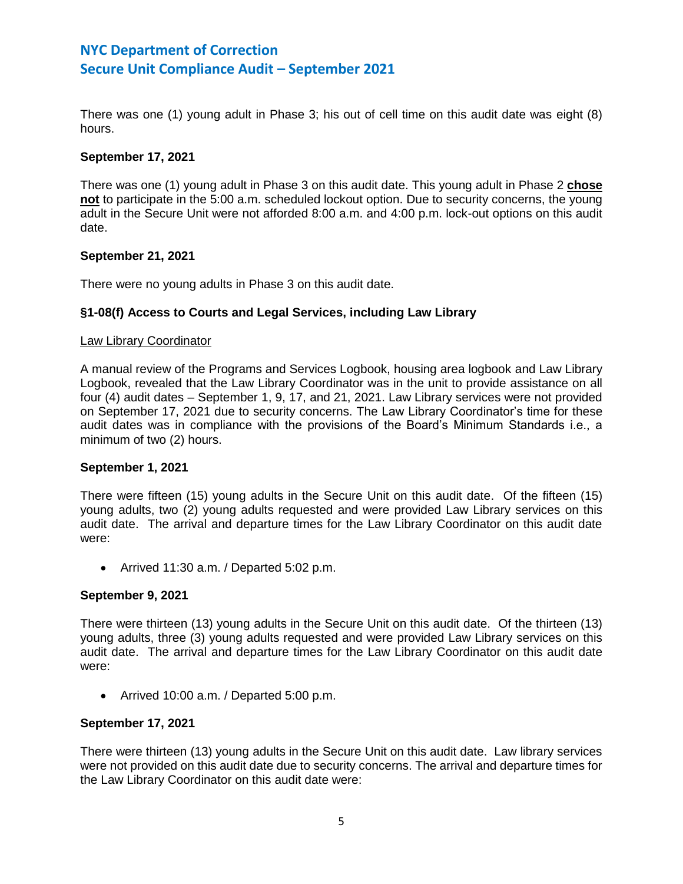There was one (1) young adult in Phase 3; his out of cell time on this audit date was eight (8) hours.

**September 17, 2021**

There was one (1) young adult in Phase 3 on this audit date. This young adult in Phase 2 **chose not** to participate in the 5:00 a.m. scheduled lockout option. Due to security concerns, the young adult in the Secure Unit were not afforded 8:00 a.m. and 4:00 p.m. lock-out options on this audit date.

**September 21, 2021**

There were no young adults in Phase 3 on this audit date.

**§1-08(f) Access to Courts and Legal Services, including Law Library**

Law Library Coordinator

A manual review of the Programs and Services Logbook, housing area logbook and Law Library Logbook, revealed that the Law Library Coordinator was in the unit to provide assistance on all four (4) audit dates – September 1, 9, 17, and 21, 2021. Law Library services were not provided on September 17, 2021 due to security concerns. The Law Library Coordinator's time for these audit dates was in compliance with the provisions of the Board's Minimum Standards i.e., a minimum of two (2) hours.

**September 1, 2021**

There were fifteen (15) young adults in the Secure Unit on this audit date. Of the fifteen (15) young adults, two (2) young adults requested and were provided Law Library services on this audit date. The arrival and departure times for the Law Library Coordinator on this audit date were:

- Arrived 11:30 a.m. / Departed 5:02 p.m.

**September 9, 2021**

There were thirteen (13) young adults in the Secure Unit on this audit date. Of the thirteen (13) young adults, three (3) young adults requested and were provided Law Library services on this audit date. The arrival and departure times for the Law Library Coordinator on this audit date were:

- Arrived 10:00 a.m. / Departed 5:00 p.m.

**September 17, 2021**

There were thirteen (13) young adults in the Secure Unit on this audit date. Law library services were not provided on this audit date due to security concerns. The arrival and departure times for the Law Library Coordinator on this audit date were: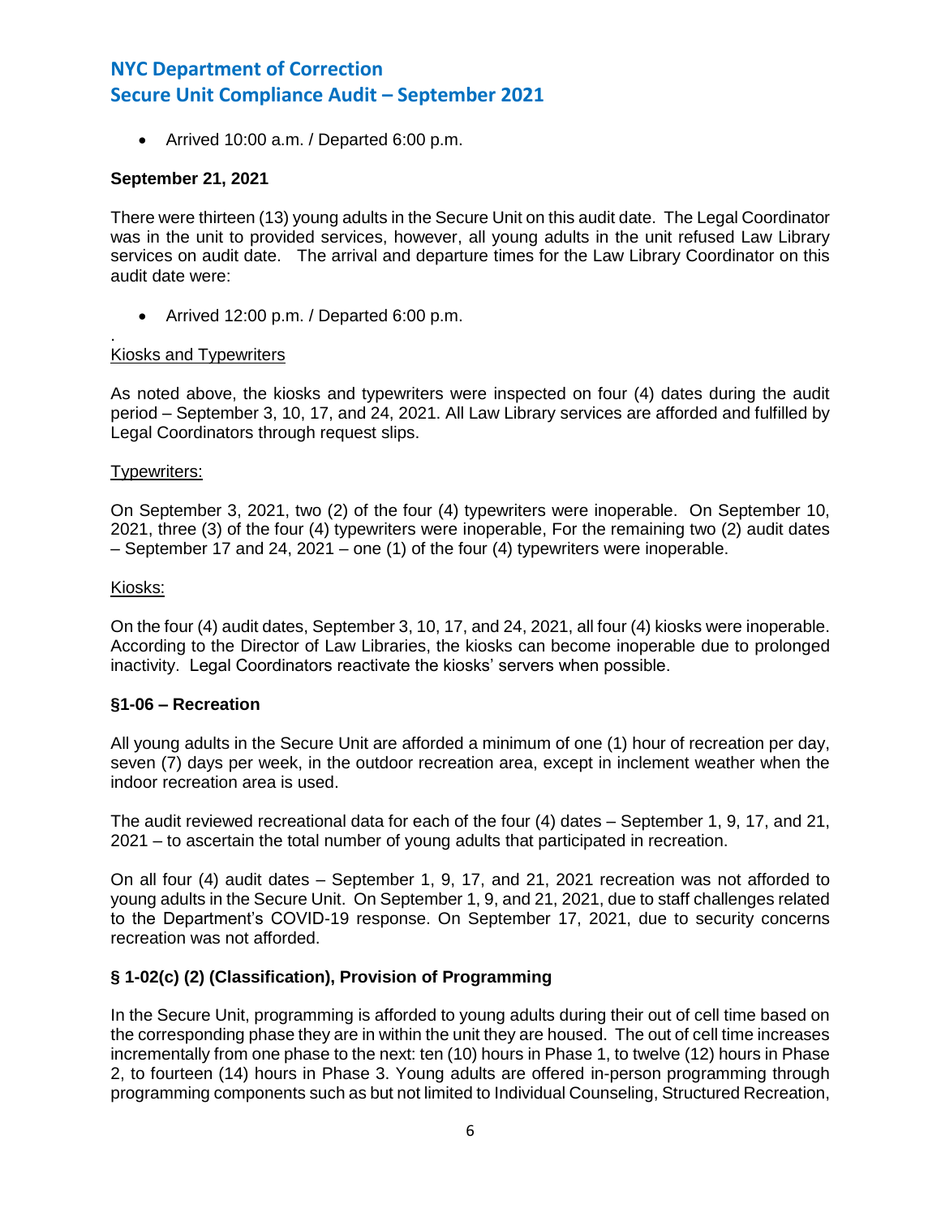- Arrived 10:00 a.m. / Departed 6:00 p.m.

**September 21, 2021**

There were thirteen (13) young adults in the Secure Unit on this audit date. The Legal Coordinator was in the unit to provided services, however, all young adults in the unit refused Law Library services on audit date. The arrival and departure times for the Law Library Coordinator on this audit date were:

- Arrived 12:00 p.m. / Departed 6:00 p.m.

.

<u>Kiosks and Typewriters</u>

As noted above, the kiosks and typewriters were inspected on four (4) dates during the audit period – September 3, 10, 17, and 24, 2021. All Law Library services are afforded and fulfilled by Legal Coordinators through request slips.

<u>Typewriters:</u>

On September 3, 2021, two (2) of the four (4) typewriters were inoperable. On September 10, 2021, three (3) of the four (4) typewriters were inoperable, For the remaining two (2) audit dates – September 17 and 24, 2021 – one (1) of the four (4) typewriters were inoperable.

<u>Kiosks:</u>

On the four (4) audit dates, September 3, 10, 17, and 24, 2021, all four (4) kiosks were inoperable. According to the Director of Law Libraries, the kiosks can become inoperable due to prolonged inactivity. Legal Coordinators reactivate the kiosks' servers when possible.

**§1-06 – Recreation**

All young adults in the Secure Unit are afforded a minimum of one (1) hour of recreation per day, seven (7) days per week, in the outdoor recreation area, except in inclement weather when the indoor recreation area is used.

The audit reviewed recreational data for each of the four (4) dates – September 1, 9, 17, and 21, 2021 – to ascertain the total number of young adults that participated in recreation.

On all four (4) audit dates – September 1, 9, 17, and 21, 2021 recreation was not afforded to young adults in the Secure Unit. On September 1, 9, and 21, 2021, due to staff challenges related to the Department's COVID-19 response. On September 17, 2021, due to security concerns recreation was not afforded.

**§ 1-02(c) (2) (Classification), Provision of Programming**

In the Secure Unit, programming is afforded to young adults during their out of cell time based on the corresponding phase they are in within the unit they are housed. The out of cell time increases incrementally from one phase to the next: ten (10) hours in Phase 1, to twelve (12) hours in Phase 2, to fourteen (14) hours in Phase 3. Young adults are offered in-person programming through programming components such as but not limited to Individual Counseling, Structured Recreation,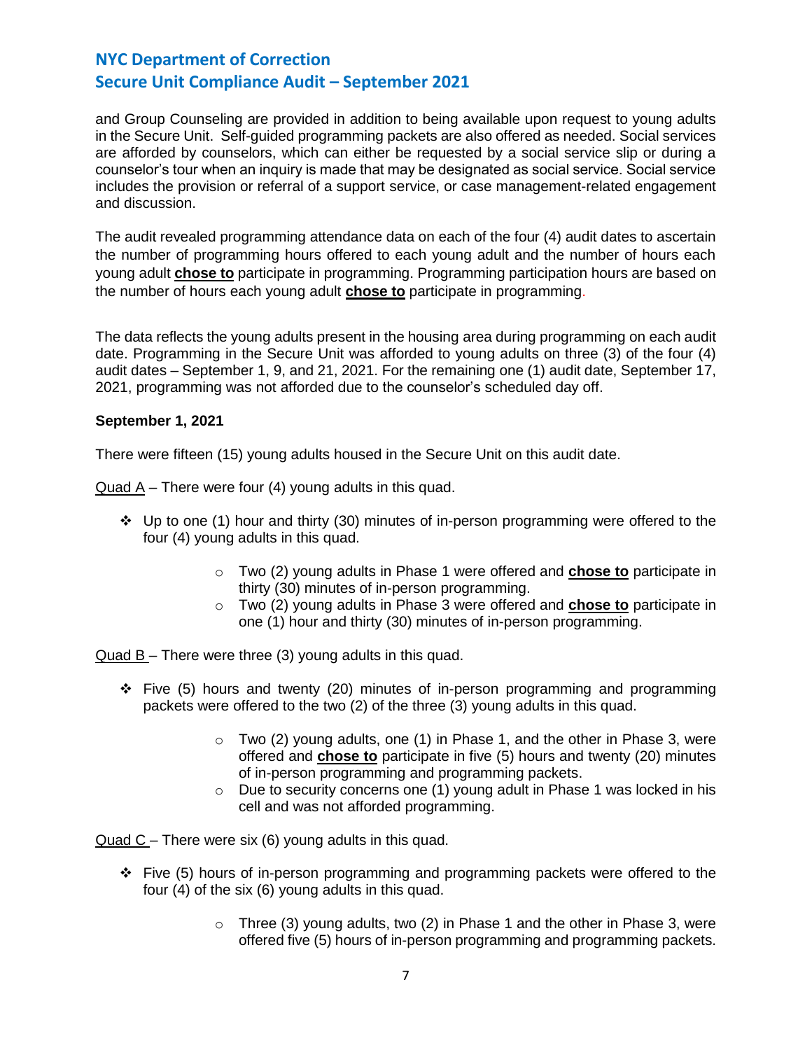and Group Counseling are provided in addition to being available upon request to young adults in the Secure Unit. Self-guided programming packets are also offered as needed. Social services are afforded by counselors, which can either be requested by a social service slip or during a counselor's tour when an inquiry is made that may be designated as social service. Social service includes the provision or referral of a support service, or case management-related engagement and discussion.

The audit revealed programming attendance data on each of the four (4) audit dates to ascertain the number of programming hours offered to each young adult and the number of hours each young adult **chose to** participate in programming. Programming participation hours are based on the number of hours each young adult **chose to** participate in programming.

The data reflects the young adults present in the housing area during programming on each audit date. Programming in the Secure Unit was afforded to young adults on three (3) of the four (4) audit dates – September 1, 9, and 21, 2021. For the remaining one (1) audit date, September 17, 2021, programming was not afforded due to the counselor's scheduled day off.

**September 1, 2021**

There were fifteen (15) young adults housed in the Secure Unit on this audit date.

Quad A – There were four (4) young adults in this quad.

- Up to one (1) hour and thirty (30) minutes of in-person programming were offered to the four (4) young adults in this quad.
  - Two (2) young adults in Phase 1 were offered and **chose to** participate in thirty (30) minutes of in-person programming.
  - Two (2) young adults in Phase 3 were offered and **chose to** participate in one (1) hour and thirty (30) minutes of in-person programming.

Quad B – There were three (3) young adults in this quad.

- Five (5) hours and twenty (20) minutes of in-person programming and programming packets were offered to the two (2) of the three (3) young adults in this quad.
  - Two (2) young adults, one (1) in Phase 1, and the other in Phase 3, were offered and **chose to** participate in five (5) hours and twenty (20) minutes of in-person programming and programming packets.
  - Due to security concerns one (1) young adult in Phase 1 was locked in his cell and was not afforded programming.

Quad C – There were six (6) young adults in this quad.

- Five (5) hours of in-person programming and programming packets were offered to the four (4) of the six (6) young adults in this quad.
  - Three (3) young adults, two (2) in Phase 1 and the other in Phase 3, were offered five (5) hours of in-person programming and programming packets.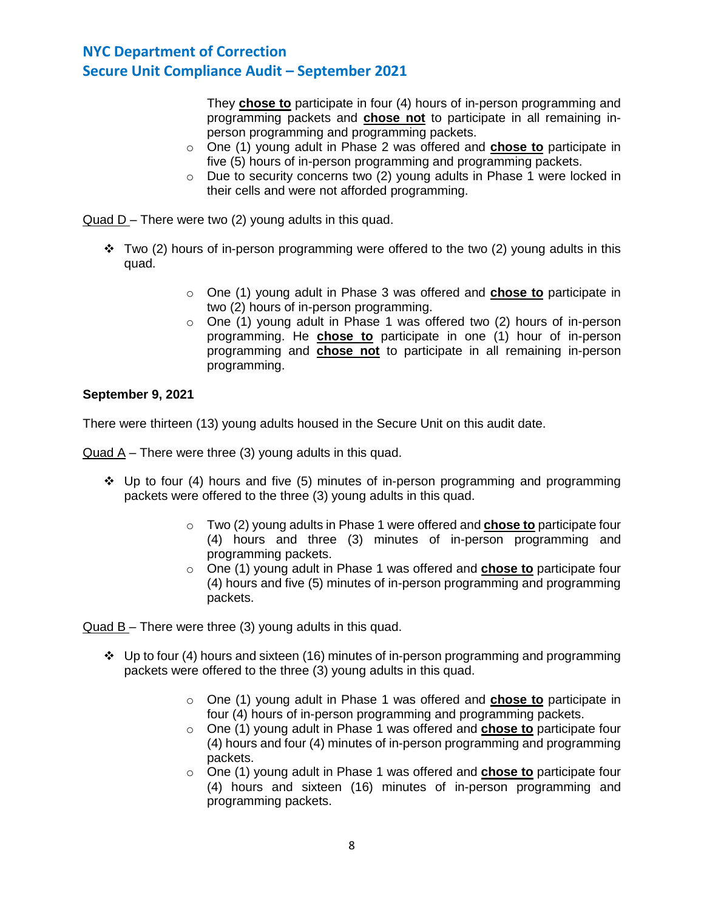They **<u>chose to</u>** participate in four (4) hours of in-person programming and programming packets and **<u>chose not</u>** to participate in all remaining in-person programming and programming packets.

- One (1) young adult in Phase 2 was offered and **<u>chose to</u>** participate in five (5) hours of in-person programming and programming packets.
- Due to security concerns two (2) young adults in Phase 1 were locked in their cells and were not afforded programming.

<u>Quad D</u> – There were two (2) young adults in this quad.

- ❖ Two (2) hours of in-person programming were offered to the two (2) young adults in this quad.
  - One (1) young adult in Phase 3 was offered and **<u>chose to</u>** participate in two (2) hours of in-person programming.
  - One (1) young adult in Phase 1 was offered two (2) hours of in-person programming. He **<u>chose to</u>** participate in one (1) hour of in-person programming and **<u>chose not</u>** to participate in all remaining in-person programming.

**September 9, 2021**

There were thirteen (13) young adults housed in the Secure Unit on this audit date.

<u>Quad A</u> – There were three (3) young adults in this quad.

- ❖ Up to four (4) hours and five (5) minutes of in-person programming and programming packets were offered to the three (3) young adults in this quad.
  - Two (2) young adults in Phase 1 were offered and **<u>chose to</u>** participate four (4) hours and three (3) minutes of in-person programming and programming packets.
  - One (1) young adult in Phase 1 was offered and **<u>chose to</u>** participate four (4) hours and five (5) minutes of in-person programming and programming packets.

<u>Quad B</u> – There were three (3) young adults in this quad.

- ❖ Up to four (4) hours and sixteen (16) minutes of in-person programming and programming packets were offered to the three (3) young adults in this quad.
  - One (1) young adult in Phase 1 was offered and **<u>chose to</u>** participate in four (4) hours of in-person programming and programming packets.
  - One (1) young adult in Phase 1 was offered and **<u>chose to</u>** participate four (4) hours and four (4) minutes of in-person programming and programming packets.
  - One (1) young adult in Phase 1 was offered and **<u>chose to</u>** participate four (4) hours and sixteen (16) minutes of in-person programming and programming packets.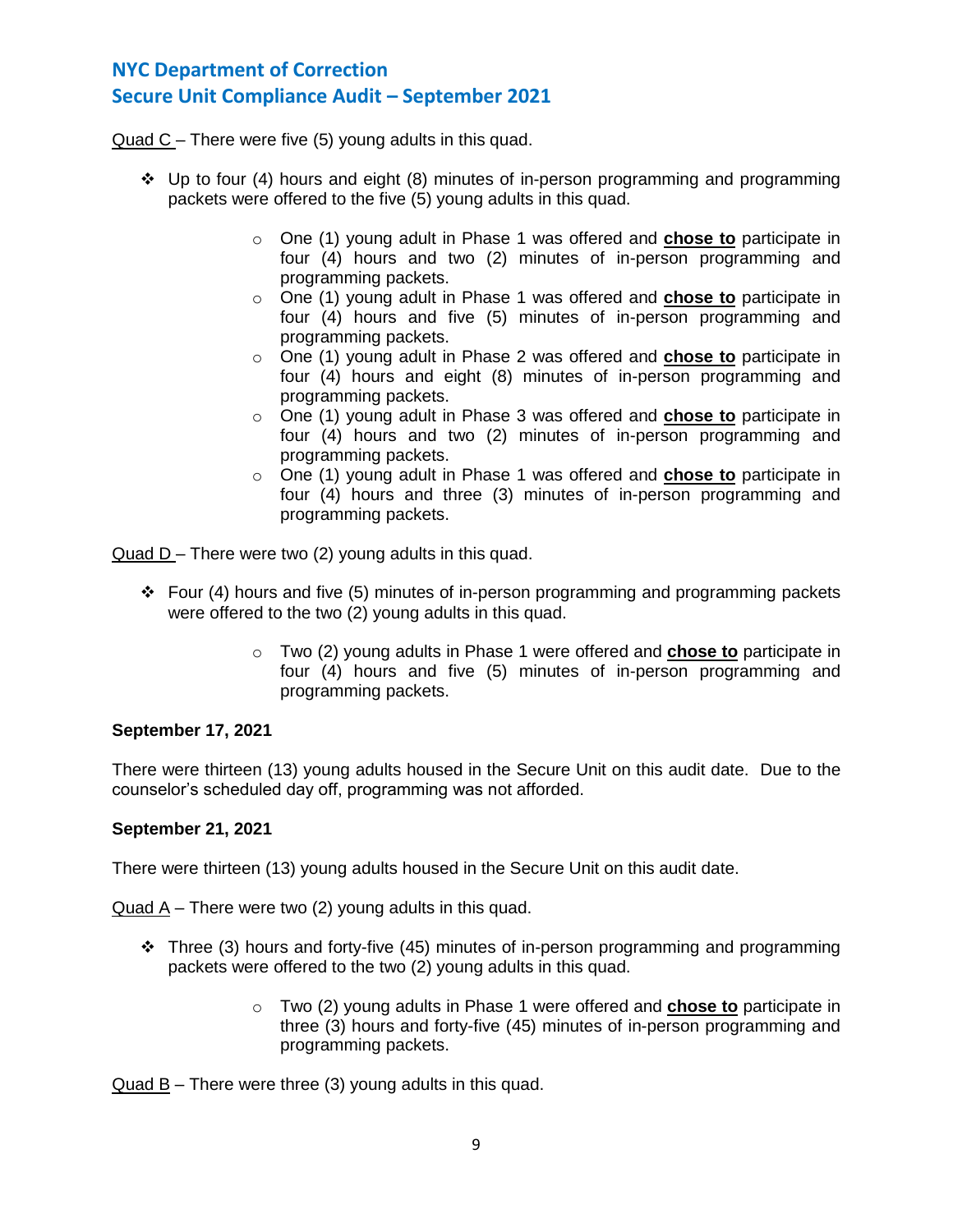<u>Quad C</u> – There were five (5) young adults in this quad.

- Up to four (4) hours and eight (8) minutes of in-person programming and programming packets were offered to the five (5) young adults in this quad.
    - One (1) young adult in Phase 1 was offered and <u>**chose to**</u> participate in four (4) hours and two (2) minutes of in-person programming and programming packets.
    - One (1) young adult in Phase 1 was offered and <u>**chose to**</u> participate in four (4) hours and five (5) minutes of in-person programming and programming packets.
    - One (1) young adult in Phase 2 was offered and <u>**chose to**</u> participate in four (4) hours and eight (8) minutes of in-person programming and programming packets.
    - One (1) young adult in Phase 3 was offered and <u>**chose to**</u> participate in four (4) hours and two (2) minutes of in-person programming and programming packets.
    - One (1) young adult in Phase 1 was offered and <u>**chose to**</u> participate in four (4) hours and three (3) minutes of in-person programming and programming packets.

<u>Quad D</u> – There were two (2) young adults in this quad.

- Four (4) hours and five (5) minutes of in-person programming and programming packets were offered to the two (2) young adults in this quad.
    - Two (2) young adults in Phase 1 were offered and <u>**chose to**</u> participate in four (4) hours and five (5) minutes of in-person programming and programming packets.

**September 17, 2021**

There were thirteen (13) young adults housed in the Secure Unit on this audit date. Due to the counselor's scheduled day off, programming was not afforded.

**September 21, 2021**

There were thirteen (13) young adults housed in the Secure Unit on this audit date.

<u>Quad A</u> – There were two (2) young adults in this quad.

- Three (3) hours and forty-five (45) minutes of in-person programming and programming packets were offered to the two (2) young adults in this quad.
    - Two (2) young adults in Phase 1 were offered and <u>**chose to**</u> participate in three (3) hours and forty-five (45) minutes of in-person programming and programming packets.

<u>Quad B</u> – There were three (3) young adults in this quad.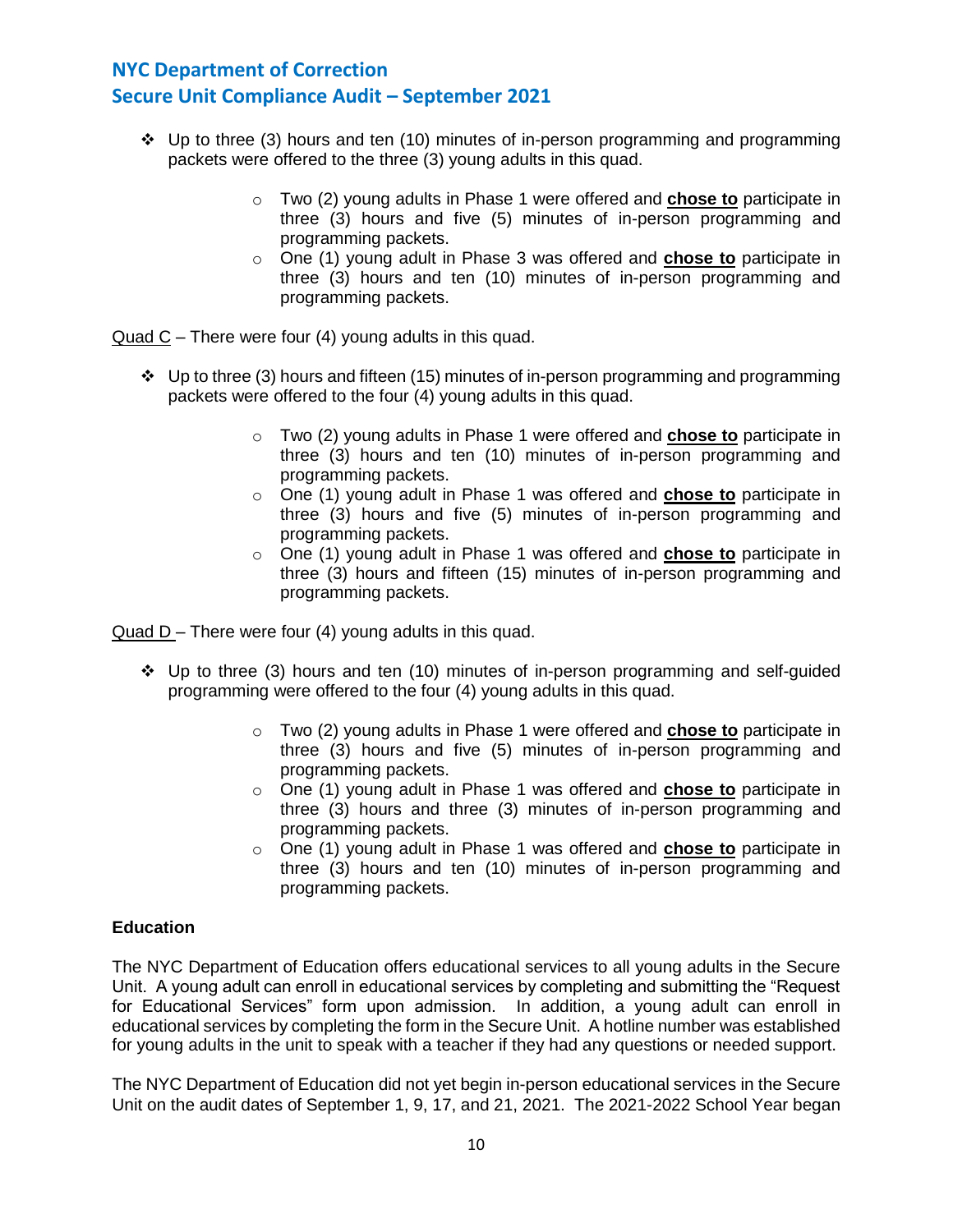- Up to three (3) hours and ten (10) minutes of in-person programming and programming packets were offered to the three (3) young adults in this quad.
    - Two (2) young adults in Phase 1 were offered and **chose to** participate in three (3) hours and five (5) minutes of in-person programming and programming packets.
    - One (1) young adult in Phase 3 was offered and **chose to** participate in three (3) hours and ten (10) minutes of in-person programming and programming packets.

Quad C – There were four (4) young adults in this quad.

- Up to three (3) hours and fifteen (15) minutes of in-person programming and programming packets were offered to the four (4) young adults in this quad.
    - Two (2) young adults in Phase 1 were offered and **chose to** participate in three (3) hours and ten (10) minutes of in-person programming and programming packets.
    - One (1) young adult in Phase 1 was offered and **chose to** participate in three (3) hours and five (5) minutes of in-person programming and programming packets.
    - One (1) young adult in Phase 1 was offered and **chose to** participate in three (3) hours and fifteen (15) minutes of in-person programming and programming packets.

Quad D – There were four (4) young adults in this quad.

- Up to three (3) hours and ten (10) minutes of in-person programming and self-guided programming were offered to the four (4) young adults in this quad.
    - Two (2) young adults in Phase 1 were offered and **chose to** participate in three (3) hours and five (5) minutes of in-person programming and programming packets.
    - One (1) young adult in Phase 1 was offered and **chose to** participate in three (3) hours and three (3) minutes of in-person programming and programming packets.
    - One (1) young adult in Phase 1 was offered and **chose to** participate in three (3) hours and ten (10) minutes of in-person programming and programming packets.

**Education**

The NYC Department of Education offers educational services to all young adults in the Secure Unit. A young adult can enroll in educational services by completing and submitting the "Request for Educational Services" form upon admission. In addition, a young adult can enroll in educational services by completing the form in the Secure Unit. A hotline number was established for young adults in the unit to speak with a teacher if they had any questions or needed support.

The NYC Department of Education did not yet begin in-person educational services in the Secure Unit on the audit dates of September 1, 9, 17, and 21, 2021. The 2021-2022 School Year began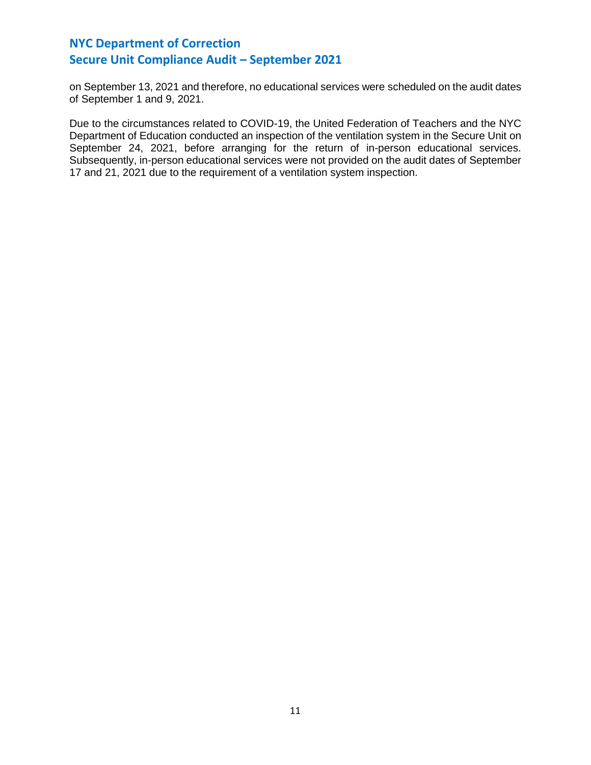on September 13, 2021 and therefore, no educational services were scheduled on the audit dates of September 1 and 9, 2021.

Due to the circumstances related to COVID-19, the United Federation of Teachers and the NYC Department of Education conducted an inspection of the ventilation system in the Secure Unit on September 24, 2021, before arranging for the return of in-person educational services. Subsequently, in-person educational services were not provided on the audit dates of September 17 and 21, 2021 due to the requirement of a ventilation system inspection.